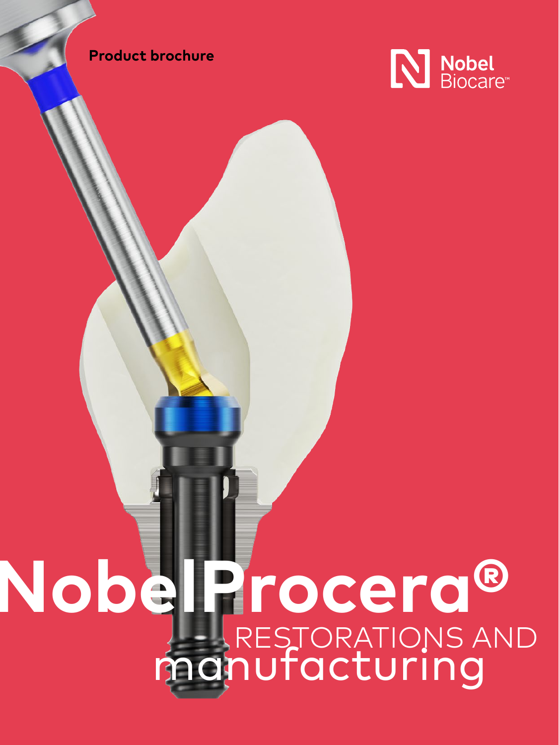Product brochure

Nobel Biocare™

# NobelProcera®

## RESTORATIONS AND manufacturing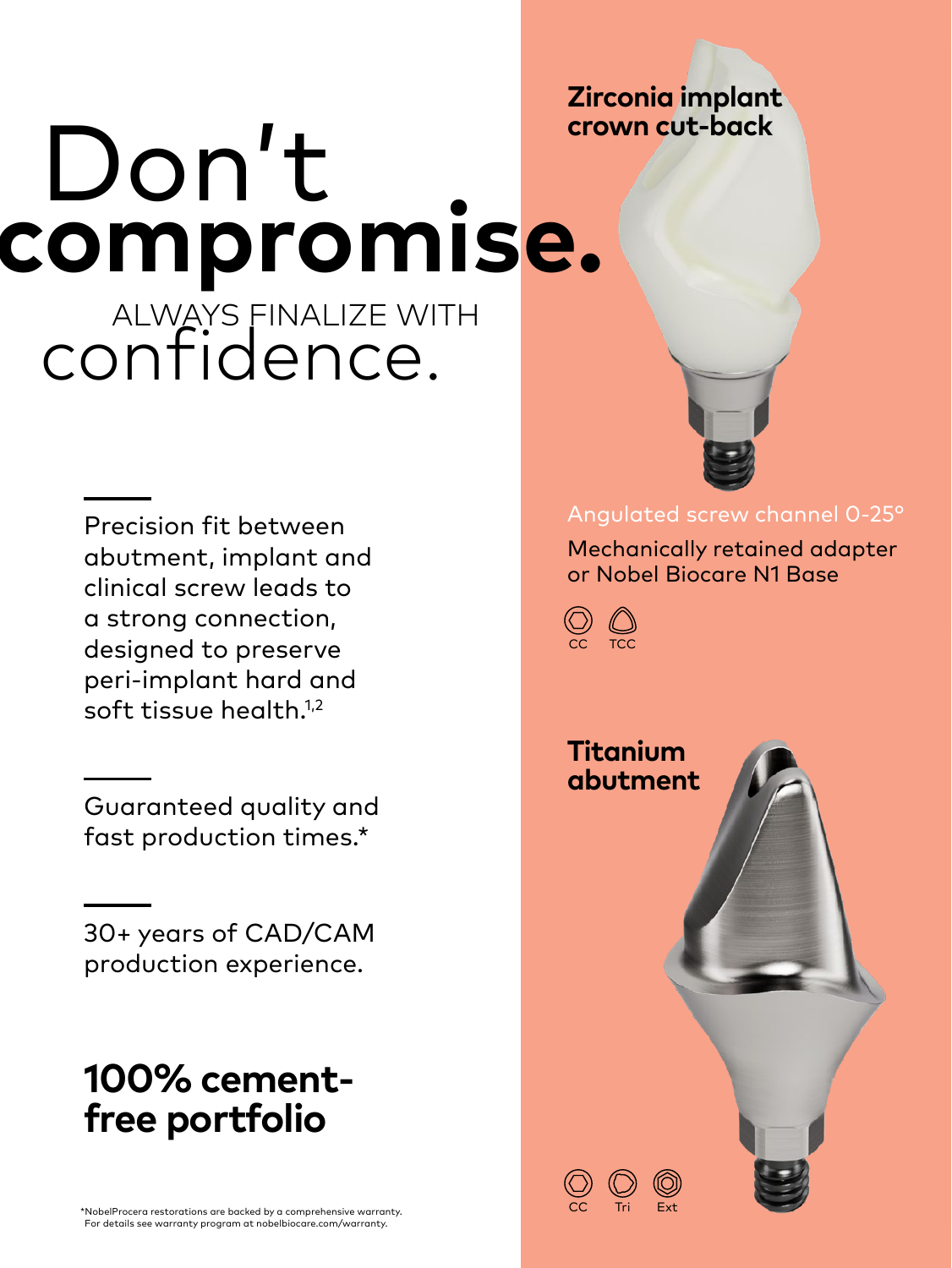# Don't **compromise.**

ALWAYS FINALIZE WITH confidence.

Precision fit between abutment, implant and clinical screw leads to a strong connection, designed to preserve peri-implant hard and soft tissue health.[1,2]

Guaranteed quality and fast production times.*

30+ years of CAD/CAM production experience.

## 100% cement-free portfolio

**Zirconia implant crown cut-back**

Angulated screw channel 0-25°

Mechanically retained adapter or Nobel Biocare N1 Base

CC TCC

**Titanium abutment**

CC Tri Ext

*NobelProcera restorations are backed by a comprehensive warranty. For details see warranty program at nobelbiocare.com/warranty.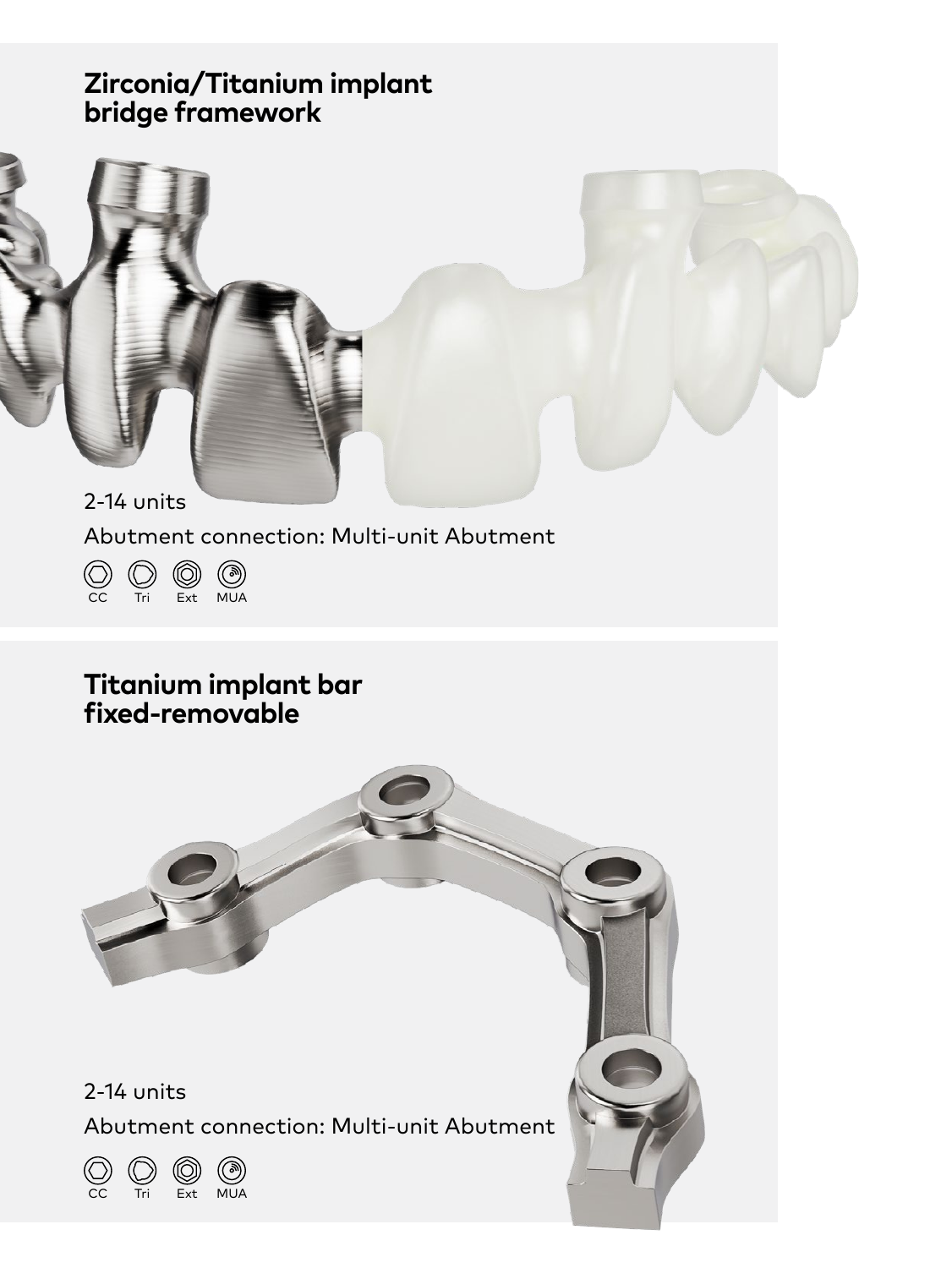## Zirconia/Titanium implant bridge framework

2-14 units

Abutment connection: Multi-unit Abutment

CC Tri Ext MUA

## Titanium implant bar fixed-removable

2-14 units

Abutment connection: Multi-unit Abutment

CC Tri Ext MUA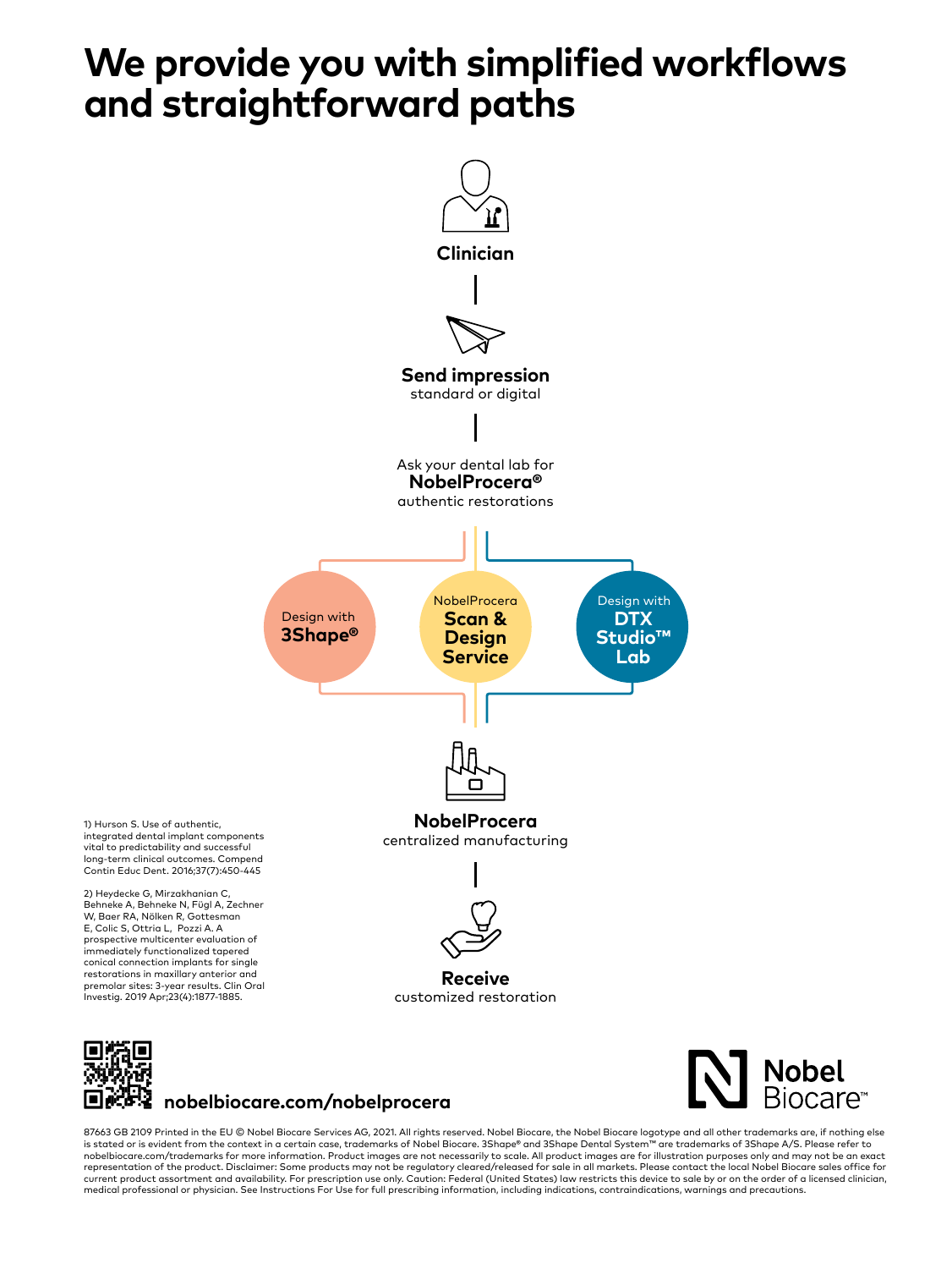# We provide you with simplified workflows and straightforward paths

**Clinician**

**Send impression**
standard or digital

Ask your dental lab for
**NobelProcera®**
authentic restorations

Design with
**3Shape®**

NobelProcera
**Scan & Design Service**

Design with
**DTX Studio™ Lab**

**NobelProcera**
centralized manufacturing

**Receive**
customized restoration

1) Hurson S. Use of authentic, integrated dental implant components vital to predictability and successful long-term clinical outcomes. Compend Contin Educ Dent. 2016;37(7):450-445

2) Heydecke G, Mirzakhanian C, Behneke A, Behneke N, Fügl A, Zechner W, Baer RA, Nölken R, Gottesman E, Colic S, Ottria L, Pozzi A. A prospective multicenter evaluation of immediately functionalized tapered conical connection implants for single restorations in maxillary anterior and premolar sites: 3-year results. Clin Oral Investig. 2019 Apr;23(4):1877-1885.

**nobelbiocare.com/nobelprocera**

Nobel Biocare™

87663 GB 2109 Printed in the EU © Nobel Biocare Services AG, 2021. All rights reserved. Nobel Biocare, the Nobel Biocare logotype and all other trademarks are, if nothing else is stated or is evident from the context in a certain case, trademarks of Nobel Biocare. 3Shape® and 3Shape Dental System™ are trademarks of 3Shape A/S. Please refer to nobelbiocare.com/trademarks for more information. Product images are not necessarily to scale. All product images are for illustration purposes only and may not be an exact representation of the product. Disclaimer: Some products may not be regulatory cleared/released for sale in all markets. Please contact the local Nobel Biocare sales office for current product assortment and availability. For prescription use only. Caution: Federal (United States) law restricts this device to sale by or on the order of a licensed clinician, medical professional or physician. See Instructions For Use for full prescribing information, including indications, contraindications, warnings and precautions.